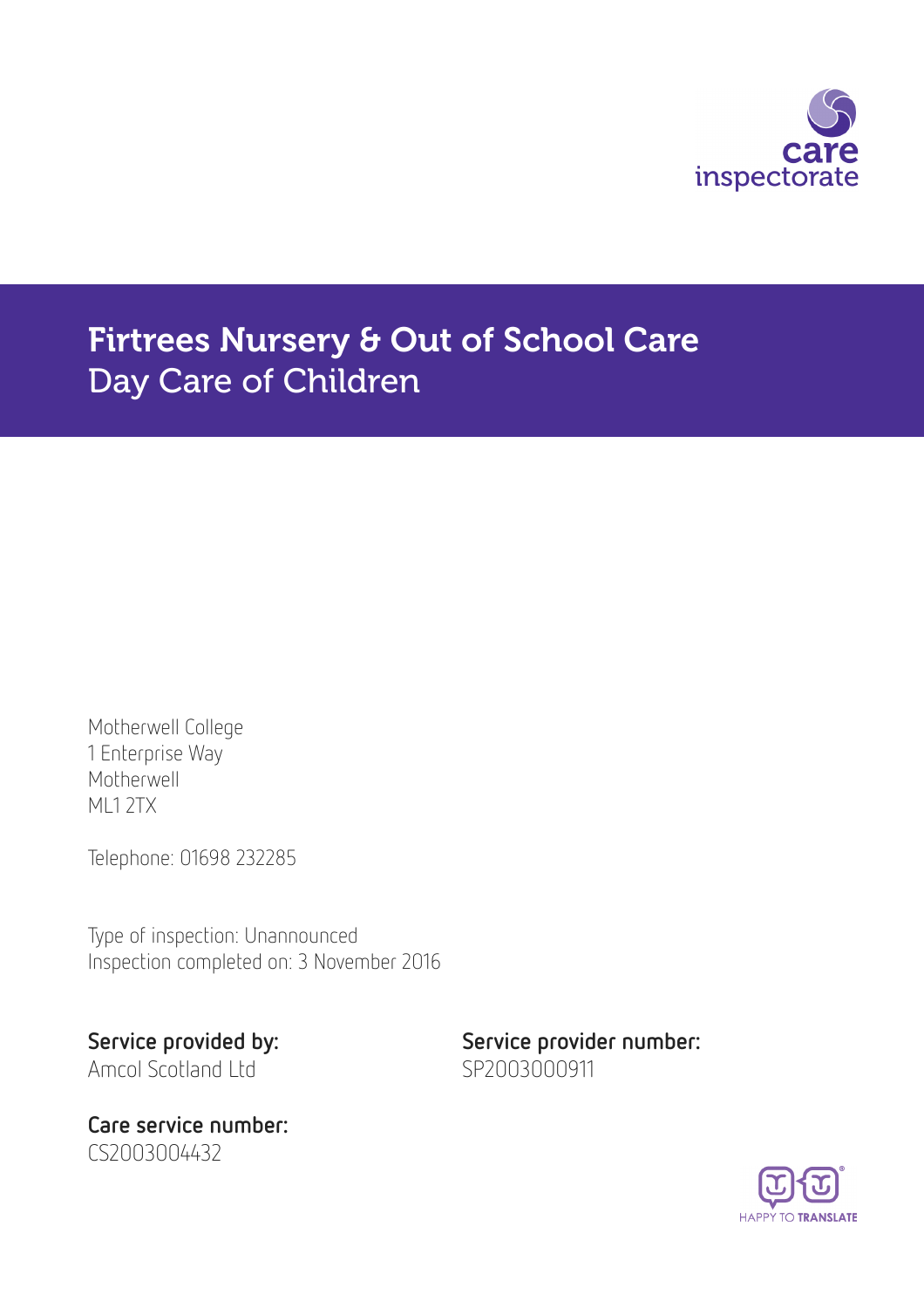# Firtrees Nursery & Out of School Care

## Day Care of Children

Motherwell College
1 Enterprise Way
Motherwell
ML1 2TX

Telephone: 01698 232285

Type of inspection: Unannounced
Inspection completed on: 3 November 2016

**Service provided by:**
Amcol Scotland Ltd

**Service provider number:**
SP2003000911

**Care service number:**
CS2003004432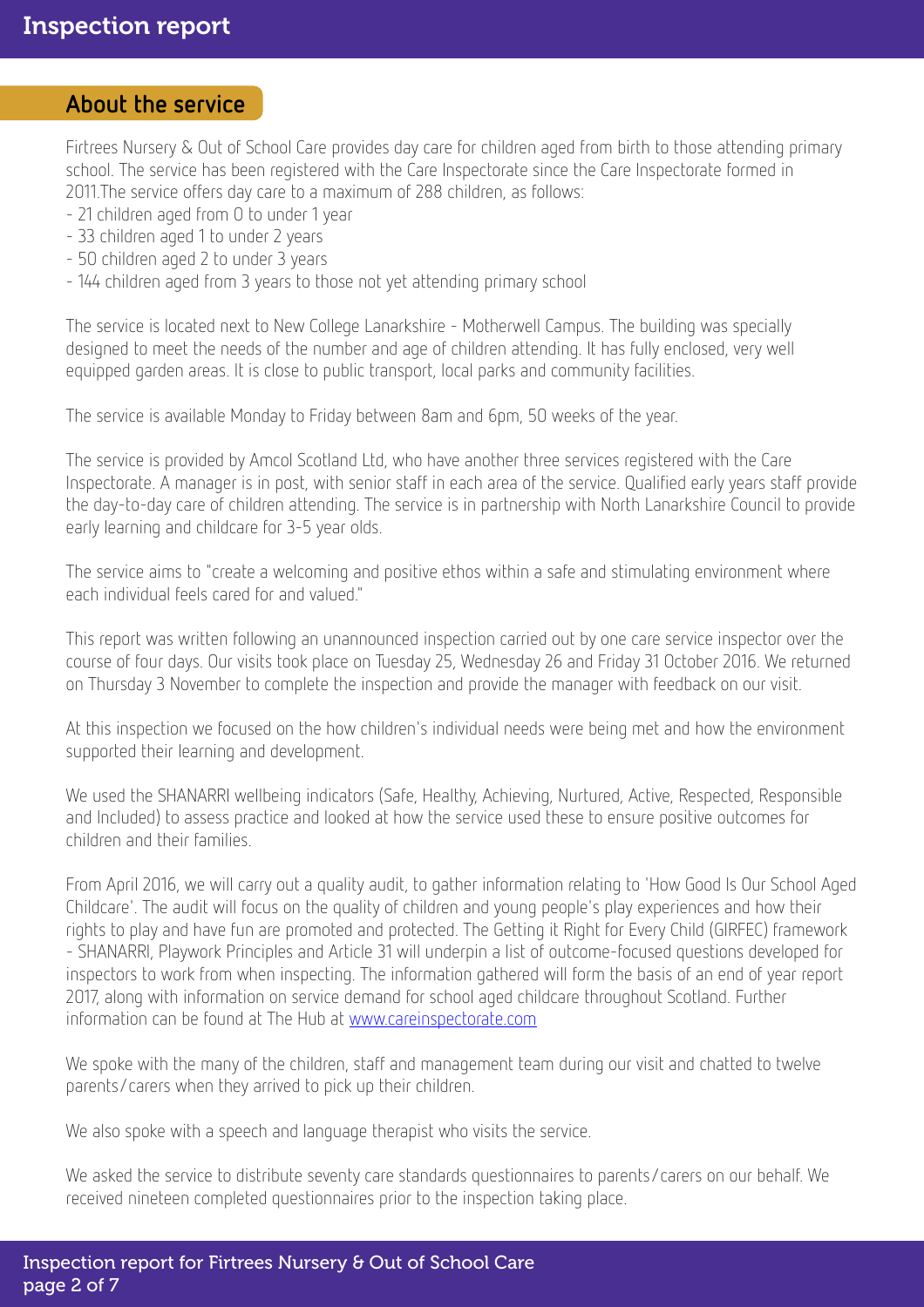## About the service

Firtrees Nursery & Out of School Care provides day care for children aged from birth to those attending primary school. The service has been registered with the Care Inspectorate since the Care Inspectorate formed in 2011.The service offers day care to a maximum of 288 children, as follows:

- 21 children aged from 0 to under 1 year
- 33 children aged 1 to under 2 years
- 50 children aged 2 to under 3 years
- 144 children aged from 3 years to those not yet attending primary school

The service is located next to New College Lanarkshire - Motherwell Campus. The building was specially designed to meet the needs of the number and age of children attending. It has fully enclosed, very well equipped garden areas. It is close to public transport, local parks and community facilities.

The service is available Monday to Friday between 8am and 6pm, 50 weeks of the year.

The service is provided by Amcol Scotland Ltd, who have another three services registered with the Care Inspectorate. A manager is in post, with senior staff in each area of the service. Qualified early years staff provide the day-to-day care of children attending. The service is in partnership with North Lanarkshire Council to provide early learning and childcare for 3-5 year olds.

The service aims to "create a welcoming and positive ethos within a safe and stimulating environment where each individual feels cared for and valued."

This report was written following an unannounced inspection carried out by one care service inspector over the course of four days. Our visits took place on Tuesday 25, Wednesday 26 and Friday 31 October 2016. We returned on Thursday 3 November to complete the inspection and provide the manager with feedback on our visit.

At this inspection we focused on the how children's individual needs were being met and how the environment supported their learning and development.

We used the SHANARRI wellbeing indicators (Safe, Healthy, Achieving, Nurtured, Active, Respected, Responsible and Included) to assess practice and looked at how the service used these to ensure positive outcomes for children and their families.

From April 2016, we will carry out a quality audit, to gather information relating to 'How Good Is Our School Aged Childcare'. The audit will focus on the quality of children and young people's play experiences and how their rights to play and have fun are promoted and protected. The Getting it Right for Every Child (GIRFEC) framework - SHANARRI, Playwork Principles and Article 31 will underpin a list of outcome-focused questions developed for inspectors to work from when inspecting. The information gathered will form the basis of an end of year report 2017, along with information on service demand for school aged childcare throughout Scotland. Further information can be found at The Hub at [www.careinspectorate.com](http://www.careinspectorate.com)

We spoke with the many of the children, staff and management team during our visit and chatted to twelve parents/carers when they arrived to pick up their children.

We also spoke with a speech and language therapist who visits the service.

We asked the service to distribute seventy care standards questionnaires to parents/carers on our behalf. We received nineteen completed questionnaires prior to the inspection taking place.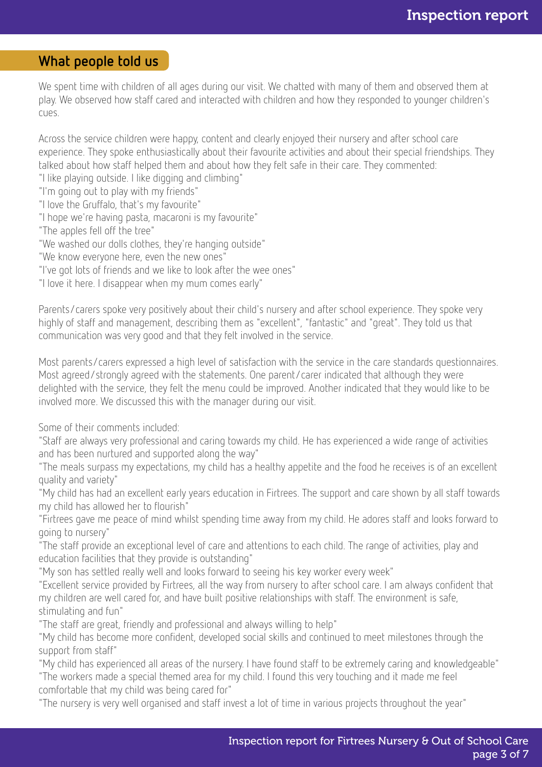## What people told us

We spent time with children of all ages during our visit. We chatted with many of them and observed them at play. We observed how staff cared and interacted with children and how they responded to younger children's cues.

Across the service children were happy, content and clearly enjoyed their nursery and after school care experience. They spoke enthusiastically about their favourite activities and about their special friendships. They talked about how staff helped them and about how they felt safe in their care. They commented:
"I like playing outside. I like digging and climbing"
"I'm going out to play with my friends"
"I love the Gruffalo, that's my favourite"
"I hope we're having pasta, macaroni is my favourite"
"The apples fell off the tree"
"We washed our dolls clothes, they're hanging outside"
"We know everyone here, even the new ones"
"I've got lots of friends and we like to look after the wee ones"
"I love it here. I disappear when my mum comes early"

Parents/carers spoke very positively about their child's nursery and after school experience. They spoke very highly of staff and management, describing them as "excellent", "fantastic" and "great". They told us that communication was very good and that they felt involved in the service.

Most parents/carers expressed a high level of satisfaction with the service in the care standards questionnaires. Most agreed/strongly agreed with the statements. One parent/carer indicated that although they were delighted with the service, they felt the menu could be improved. Another indicated that they would like to be involved more. We discussed this with the manager during our visit.

Some of their comments included:
"Staff are always very professional and caring towards my child. He has experienced a wide range of activities and has been nurtured and supported along the way"
"The meals surpass my expectations, my child has a healthy appetite and the food he receives is of an excellent quality and variety"
"My child has had an excellent early years education in Firtrees. The support and care shown by all staff towards my child has allowed her to flourish"
"Firtrees gave me peace of mind whilst spending time away from my child. He adores staff and looks forward to going to nursery"
"The staff provide an exceptional level of care and attentions to each child. The range of activities, play and education facilities that they provide is outstanding"
"My son has settled really well and looks forward to seeing his key worker every week"
"Excellent service provided by Firtrees, all the way from nursery to after school care. I am always confident that my children are well cared for, and have built positive relationships with staff. The environment is safe, stimulating and fun"
"The staff are great, friendly and professional and always willing to help"
"My child has become more confident, developed social skills and continued to meet milestones through the support from staff"
"My child has experienced all areas of the nursery. I have found staff to be extremely caring and knowledgeable"
"The workers made a special themed area for my child. I found this very touching and it made me feel comfortable that my child was being cared for"
"The nursery is very well organised and staff invest a lot of time in various projects throughout the year"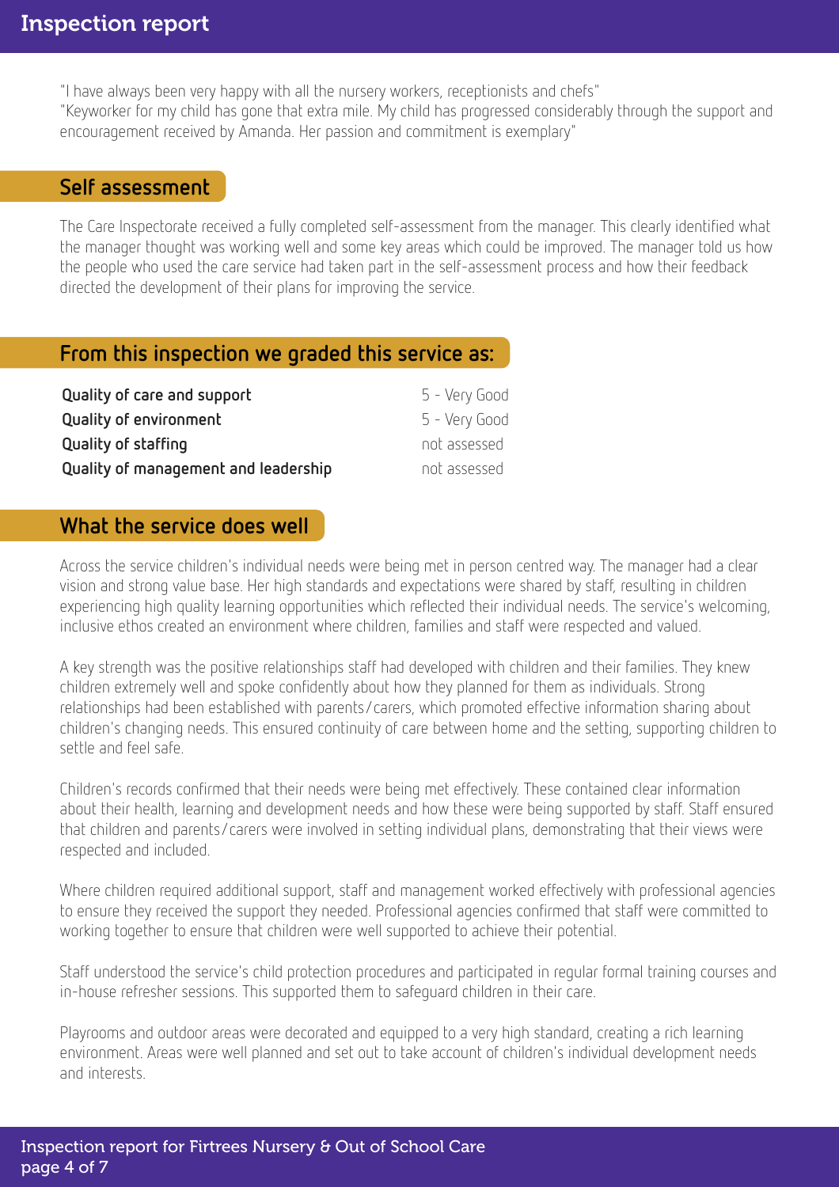"I have always been very happy with all the nursery workers, receptionists and chefs"
"Keyworker for my child has gone that extra mile. My child has progressed considerably through the support and encouragement received by Amanda. Her passion and commitment is exemplary"

## Self assessment

The Care Inspectorate received a fully completed self-assessment from the manager. This clearly identified what the manager thought was working well and some key areas which could be improved. The manager told us how the people who used the care service had taken part in the self-assessment process and how their feedback directed the development of their plans for improving the service.

## From this inspection we graded this service as:

| | |
|---|---|
| **Quality of care and support** | 5 - Very Good |
| **Quality of environment** | 5 - Very Good |
| **Quality of staffing** | not assessed |
| **Quality of management and leadership** | not assessed |

## What the service does well

Across the service children's individual needs were being met in person centred way. The manager had a clear vision and strong value base. Her high standards and expectations were shared by staff, resulting in children experiencing high quality learning opportunities which reflected their individual needs. The service's welcoming, inclusive ethos created an environment where children, families and staff were respected and valued.

A key strength was the positive relationships staff had developed with children and their families. They knew children extremely well and spoke confidently about how they planned for them as individuals. Strong relationships had been established with parents/carers, which promoted effective information sharing about children's changing needs. This ensured continuity of care between home and the setting, supporting children to settle and feel safe.

Children's records confirmed that their needs were being met effectively. These contained clear information about their health, learning and development needs and how these were being supported by staff. Staff ensured that children and parents/carers were involved in setting individual plans, demonstrating that their views were respected and included.

Where children required additional support, staff and management worked effectively with professional agencies to ensure they received the support they needed. Professional agencies confirmed that staff were committed to working together to ensure that children were well supported to achieve their potential.

Staff understood the service's child protection procedures and participated in regular formal training courses and in-house refresher sessions. This supported them to safeguard children in their care.

Playrooms and outdoor areas were decorated and equipped to a very high standard, creating a rich learning environment. Areas were well planned and set out to take account of children's individual development needs and interests.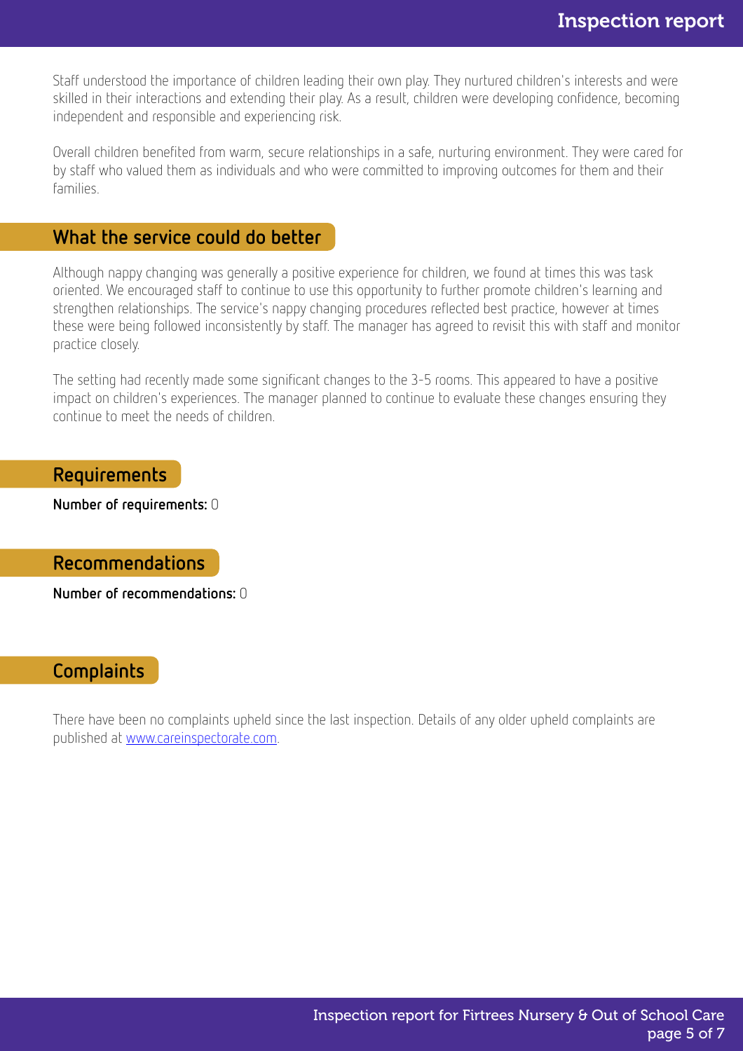Staff understood the importance of children leading their own play. They nurtured children's interests and were skilled in their interactions and extending their play. As a result, children were developing confidence, becoming independent and responsible and experiencing risk.

Overall children benefited from warm, secure relationships in a safe, nurturing environment. They were cared for by staff who valued them as individuals and who were committed to improving outcomes for them and their families.

## What the service could do better

Although nappy changing was generally a positive experience for children, we found at times this was task oriented. We encouraged staff to continue to use this opportunity to further promote children's learning and strengthen relationships. The service's nappy changing procedures reflected best practice, however at times these were being followed inconsistently by staff. The manager has agreed to revisit this with staff and monitor practice closely.

The setting had recently made some significant changes to the 3-5 rooms. This appeared to have a positive impact on children's experiences. The manager planned to continue to evaluate these changes ensuring they continue to meet the needs of children.

## Requirements

**Number of requirements:** 0

## Recommendations

**Number of recommendations:** 0

## Complaints

There have been no complaints upheld since the last inspection. Details of any older upheld complaints are published at [www.careinspectorate.com](www.careinspectorate.com).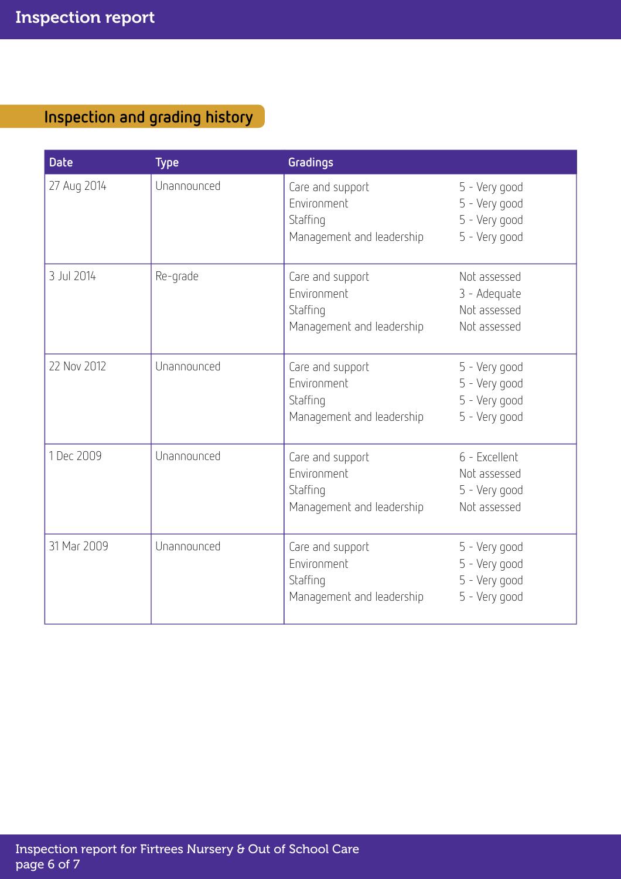## Inspection and grading history

| Date | Type | Gradings | |
|---|---|---|---|
| 27 Aug 2014 | Unannounced | Care and support<br>Environment<br>Staffing<br>Management and leadership | 5 - Very good<br>5 - Very good<br>5 - Very good<br>5 - Very good |
| 3 Jul 2014 | Re-grade | Care and support<br>Environment<br>Staffing<br>Management and leadership | Not assessed<br>3 - Adequate<br>Not assessed<br>Not assessed |
| 22 Nov 2012 | Unannounced | Care and support<br>Environment<br>Staffing<br>Management and leadership | 5 - Very good<br>5 - Very good<br>5 - Very good<br>5 - Very good |
| 1 Dec 2009 | Unannounced | Care and support<br>Environment<br>Staffing<br>Management and leadership | 6 - Excellent<br>Not assessed<br>5 - Very good<br>Not assessed |
| 31 Mar 2009 | Unannounced | Care and support<br>Environment<br>Staffing<br>Management and leadership | 5 - Very good<br>5 - Very good<br>5 - Very good<br>5 - Very good |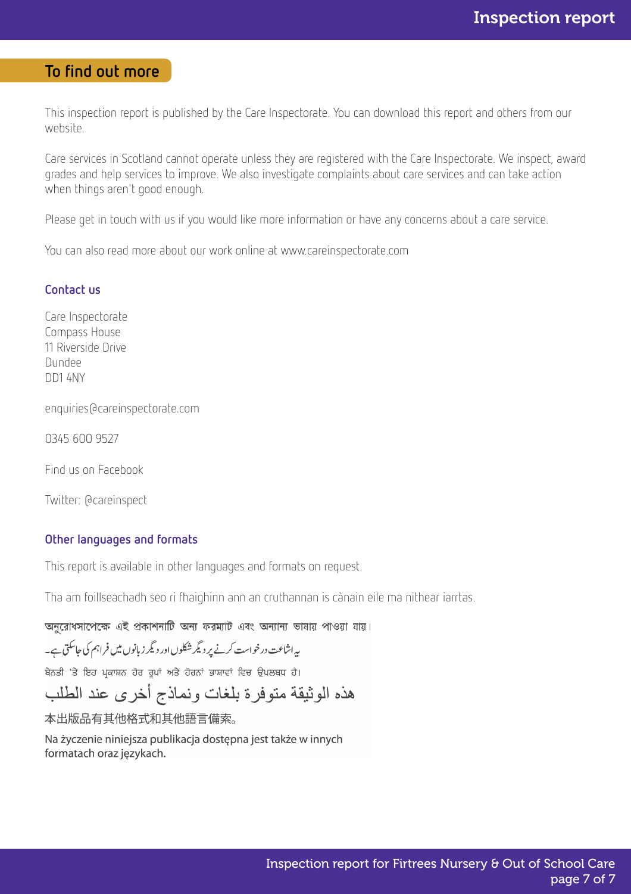## To find out more

This inspection report is published by the Care Inspectorate. You can download this report and others from our website.

Care services in Scotland cannot operate unless they are registered with the Care Inspectorate. We inspect, award grades and help services to improve. We also investigate complaints about care services and can take action when things aren't good enough.

Please get in touch with us if you would like more information or have any concerns about a care service.

You can also read more about our work online at www.careinspectorate.com

### Contact us

Care Inspectorate
Compass House
11 Riverside Drive
Dundee
DD1 4NY

enquiries@careinspectorate.com

0345 600 9527

Find us on Facebook

Twitter: @careinspect

### Other languages and formats

This report is available in other languages and formats on request.

Tha am foillseachadh seo ri fhaighinn ann an cruthannan is cànain eile ma nithear iarrtas.

অনুরোধসাপেক্ষে এই প্রকাশনাটি অন্য ফরম্যাট এবং অন্যান্য ভাষায় পাওয়া যায়।

یہ اشاعت درخواست کرنے پر دیگر شکلوں اور دیگر زبانوں میں فراہم کی جاسکتی ہے۔

ਬੇਨਤੀ 'ਤੇ ਇਹ ਪ੍ਰਕਾਸ਼ਨ ਹੋਰ ਰੂਪਾਂ ਅਤੇ ਹੋਰਨਾਂ ਭਾਸ਼ਾਵਾਂ ਵਿਚ ਉਪਲਬਧ ਹੈ।

هذه الوثيقة متوفرة بلغات ونماذج أخرى عند الطلب

本出版品有其他格式和其他語言備索。

Na życzenie niniejsza publikacja dostępna jest także w innych formatach oraz językach.